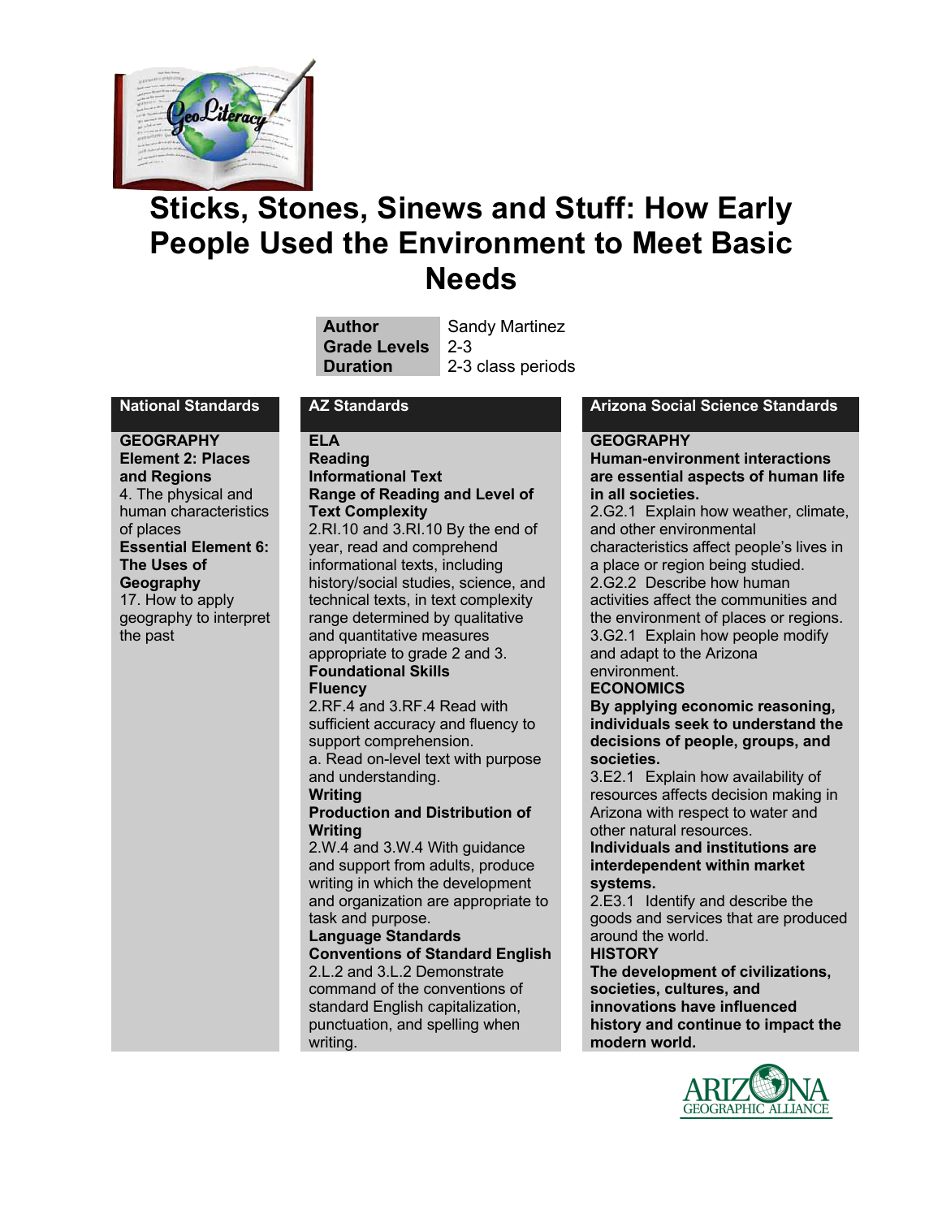# Sticks, Stones, Sinews and Stuff: How Early People Used the Environment to Meet Basic Needs

| | |
|---|---|
| **Author** | Sandy Martinez |
| **Grade Levels** | 2-3 |
| **Duration** | 2-3 class periods |

## National Standards

**GEOGRAPHY**
**Element 2: Places and Regions**
4. The physical and human characteristics of places
**Essential Element 6: The Uses of Geography**
17. How to apply geography to interpret the past

## AZ Standards

**ELA**
**Reading**
**Informational Text**
**Range of Reading and Level of Text Complexity**
2.RI.10 and 3.RI.10 By the end of year, read and comprehend informational texts, including history/social studies, science, and technical texts, in text complexity range determined by qualitative and quantitative measures appropriate to grade 2 and 3.
**Foundational Skills**
**Fluency**
2.RF.4 and 3.RF.4 Read with sufficient accuracy and fluency to support comprehension.
a. Read on-level text with purpose and understanding.
**Writing**
**Production and Distribution of Writing**
2.W.4 and 3.W.4 With guidance and support from adults, produce writing in which the development and organization are appropriate to task and purpose.
**Language Standards**
**Conventions of Standard English**
2.L.2 and 3.L.2 Demonstrate command of the conventions of standard English capitalization, punctuation, and spelling when writing.

## Arizona Social Science Standards

**GEOGRAPHY**
**Human-environment interactions are essential aspects of human life in all societies.**
2.G2.1 Explain how weather, climate, and other environmental characteristics affect people's lives in a place or region being studied.
2.G2.2 Describe how human activities affect the communities and the environment of places or regions.
3.G2.1 Explain how people modify and adapt to the Arizona environment.
**ECONOMICS**
**By applying economic reasoning, individuals seek to understand the decisions of people, groups, and societies.**
3.E2.1 Explain how availability of resources affects decision making in Arizona with respect to water and other natural resources.
**Individuals and institutions are interdependent within market systems.**
2.E3.1 Identify and describe the goods and services that are produced around the world.
**HISTORY**
**The development of civilizations, societies, cultures, and innovations have influenced history and continue to impact the modern world.**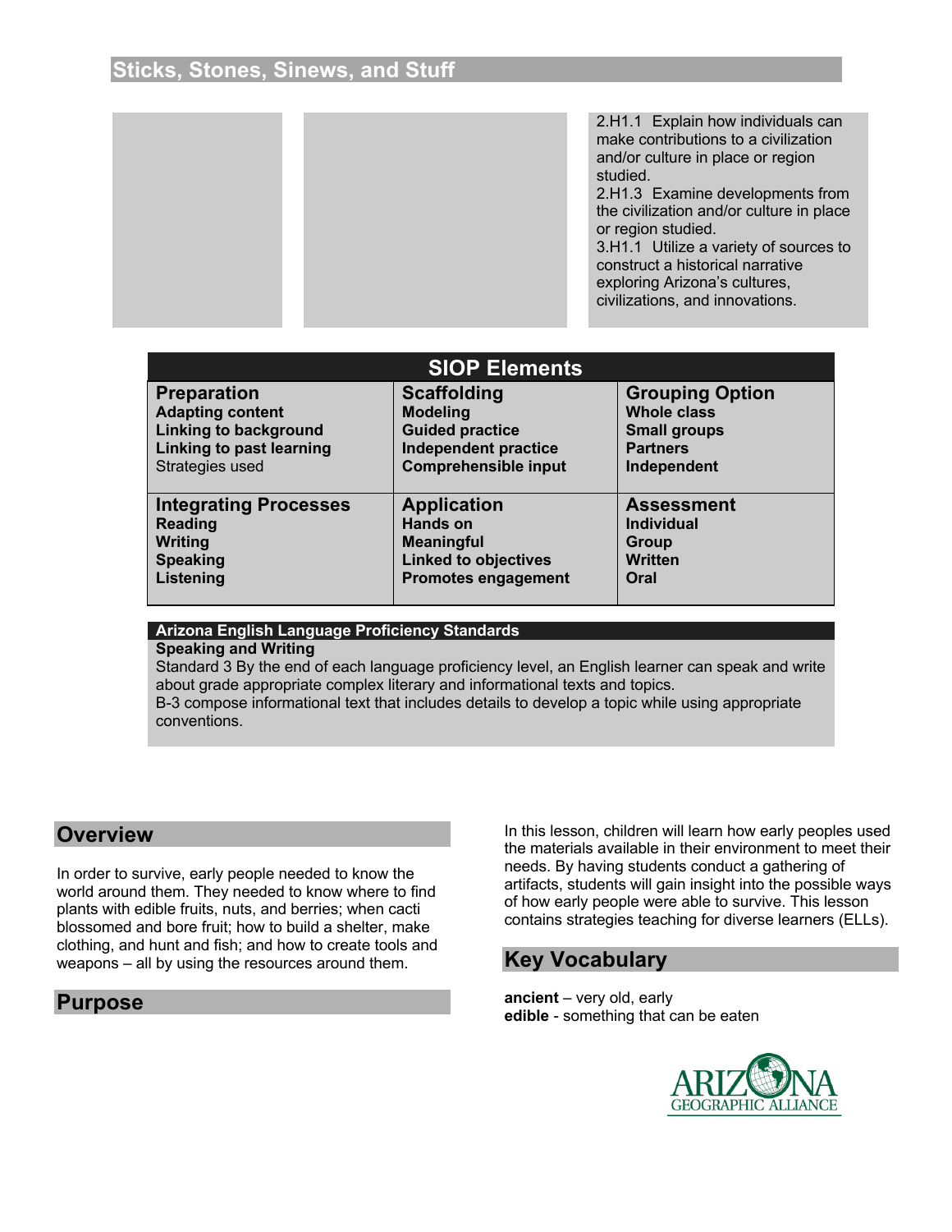## Sticks, Stones, Sinews, and Stuff

2.H1.1 Explain how individuals can make contributions to a civilization and/or culture in place or region studied.
2.H1.3 Examine developments from the civilization and/or culture in place or region studied.
3.H1.1 Utilize a variety of sources to construct a historical narrative exploring Arizona's cultures, civilizations, and innovations.

| SIOP Elements | | |
|---|---|---|
| **Preparation**<br>**Adapting content**<br>**Linking to background**<br>**Linking to past learning**<br>Strategies used | **Scaffolding**<br>**Modeling**<br>**Guided practice**<br>**Independent practice**<br>**Comprehensible input** | **Grouping Option**<br>**Whole class**<br>**Small groups**<br>**Partners**<br>**Independent** |
| **Integrating Processes**<br>**Reading**<br>**Writing**<br>**Speaking**<br>**Listening** | **Application**<br>**Hands on**<br>**Meaningful**<br>**Linked to objectives**<br>**Promotes engagement** | **Assessment**<br>**Individual**<br>**Group**<br>**Written**<br>**Oral** |

**Arizona English Language Proficiency Standards**

**Speaking and Writing**

Standard 3 By the end of each language proficiency level, an English learner can speak and write about grade appropriate complex literary and informational texts and topics.

B-3 compose informational text that includes details to develop a topic while using appropriate conventions.

## Overview

In order to survive, early people needed to know the world around them. They needed to know where to find plants with edible fruits, nuts, and berries; when cacti blossomed and bore fruit; how to build a shelter, make clothing, and hunt and fish; and how to create tools and weapons – all by using the resources around them.

## Purpose

In this lesson, children will learn how early peoples used the materials available in their environment to meet their needs. By having students conduct a gathering of artifacts, students will gain insight into the possible ways of how early people were able to survive. This lesson contains strategies teaching for diverse learners (ELLs).

## Key Vocabulary

**ancient** – very old, early
**edible** - something that can be eaten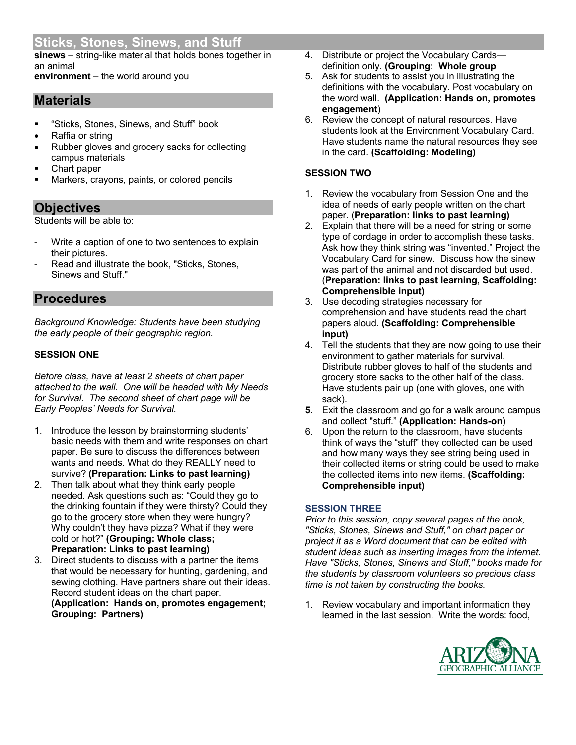## Sticks, Stones, Sinews, and Stuff

**sinews** – string-like material that holds bones together in an animal

**environment** – the world around you

## Materials

- "Sticks, Stones, Sinews, and Stuff" book
- Raffia or string
- Rubber gloves and grocery sacks for collecting campus materials
- Chart paper
- Markers, crayons, paints, or colored pencils

## Objectives

Students will be able to:

- Write a caption of one to two sentences to explain their pictures.
- Read and illustrate the book, "Sticks, Stones, Sinews and Stuff."

## Procedures

*Background Knowledge: Students have been studying the early people of their geographic region.*

### SESSION ONE

*Before class, have at least 2 sheets of chart paper attached to the wall. One will be headed with My Needs for Survival. The second sheet of chart page will be Early Peoples' Needs for Survival.*

1. Introduce the lesson by brainstorming students' basic needs with them and write responses on chart paper. Be sure to discuss the differences between wants and needs. What do they REALLY need to survive? **(Preparation: Links to past learning)**
2. Then talk about what they think early people needed. Ask questions such as: "Could they go to the drinking fountain if they were thirsty? Could they go to the grocery store when they were hungry? Why couldn't they have pizza? What if they were cold or hot?" **(Grouping: Whole class; Preparation: Links to past learning)**
3. Direct students to discuss with a partner the items that would be necessary for hunting, gardening, and sewing clothing. Have partners share out their ideas. Record student ideas on the chart paper. **(Application: Hands on, promotes engagement; Grouping: Partners)**
4. Distribute or project the Vocabulary Cards—definition only. **(Grouping: Whole group**
5. Ask for students to assist you in illustrating the definitions with the vocabulary. Post vocabulary on the word wall. **(Application: Hands on, promotes engagement)**
6. Review the concept of natural resources. Have students look at the Environment Vocabulary Card. Have students name the natural resources they see in the card. **(Scaffolding: Modeling)**

### SESSION TWO

1. Review the vocabulary from Session One and the idea of needs of early people written on the chart paper. (**Preparation: links to past learning)**
2. Explain that there will be a need for string or some type of cordage in order to accomplish these tasks. Ask how they think string was "invented." Project the Vocabulary Card for sinew. Discuss how the sinew was part of the animal and not discarded but used. (**Preparation: links to past learning, Scaffolding: Comprehensible input)**
3. Use decoding strategies necessary for comprehension and have students read the chart papers aloud. **(Scaffolding: Comprehensible input)**
4. Tell the students that they are now going to use their environment to gather materials for survival. Distribute rubber gloves to half of the students and grocery store sacks to the other half of the class. Have students pair up (one with gloves, one with sack).
5. Exit the classroom and go for a walk around campus and collect "stuff." **(Application: Hands-on)**
6. Upon the return to the classroom, have students think of ways the "stuff" they collected can be used and how many ways they see string being used in their collected items or string could be used to make the collected items into new items. **(Scaffolding: Comprehensible input)**

### SESSION THREE

*Prior to this session, copy several pages of the book, "Sticks, Stones, Sinews and Stuff," on chart paper or project it as a Word document that can be edited with student ideas such as inserting images from the internet. Have "Sticks, Stones, Sinews and Stuff," books made for the students by classroom volunteers so precious class time is not taken by constructing the books.*

1. Review vocabulary and important information they learned in the last session. Write the words: food,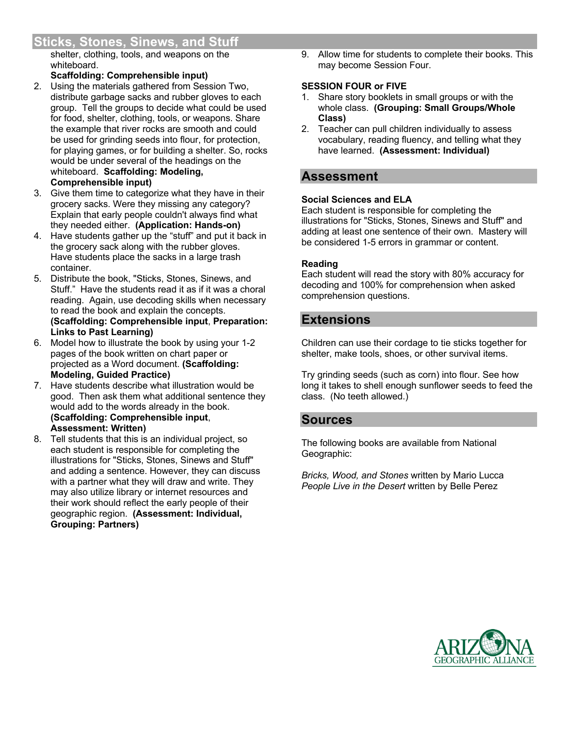shelter, clothing, tools, and weapons on the whiteboard. **Scaffolding: Comprehensible input)**

2. Using the materials gathered from Session Two, distribute garbage sacks and rubber gloves to each group. Tell the groups to decide what could be used for food, shelter, clothing, tools, or weapons. Share the example that river rocks are smooth and could be used for grinding seeds into flour, for protection, for playing games, or for building a shelter. So, rocks would be under several of the headings on the whiteboard. **Scaffolding: Modeling, Comprehensible input)**
3. Give them time to categorize what they have in their grocery sacks. Were they missing any category? Explain that early people couldn't always find what they needed either. **(Application: Hands-on)**
4. Have students gather up the "stuff" and put it back in the grocery sack along with the rubber gloves. Have students place the sacks in a large trash container.
5. Distribute the book, "Sticks, Stones, Sinews, and Stuff." Have the students read it as if it was a choral reading. Again, use decoding skills when necessary to read the book and explain the concepts. **(Scaffolding: Comprehensible input, Preparation: Links to Past Learning)**
6. Model how to illustrate the book by using your 1-2 pages of the book written on chart paper or projected as a Word document. **(Scaffolding: Modeling, Guided Practice)**
7. Have students describe what illustration would be good. Then ask them what additional sentence they would add to the words already in the book. **(Scaffolding: Comprehensible input, Assessment: Written)**
8. Tell students that this is an individual project, so each student is responsible for completing the illustrations for "Sticks, Stones, Sinews and Stuff" and adding a sentence. However, they can discuss with a partner what they will draw and write. They may also utilize library or internet resources and their work should reflect the early people of their geographic region. **(Assessment: Individual, Grouping: Partners)**
9. Allow time for students to complete their books. This may become Session Four.

**SESSION FOUR or FIVE**

1. Share story booklets in small groups or with the whole class. **(Grouping: Small Groups/Whole Class)**
2. Teacher can pull children individually to assess vocabulary, reading fluency, and telling what they have learned. **(Assessment: Individual)**

## Assessment

**Social Sciences and ELA**

Each student is responsible for completing the illustrations for "Sticks, Stones, Sinews and Stuff" and adding at least one sentence of their own. Mastery will be considered 1-5 errors in grammar or content.

**Reading**

Each student will read the story with 80% accuracy for decoding and 100% for comprehension when asked comprehension questions.

## Extensions

Children can use their cordage to tie sticks together for shelter, make tools, shoes, or other survival items.

Try grinding seeds (such as corn) into flour. See how long it takes to shell enough sunflower seeds to feed the class. (No teeth allowed.)

## Sources

The following books are available from National Geographic:

*Bricks, Wood, and Stones* written by Mario Lucca
*People Live in the Desert* written by Belle Perez